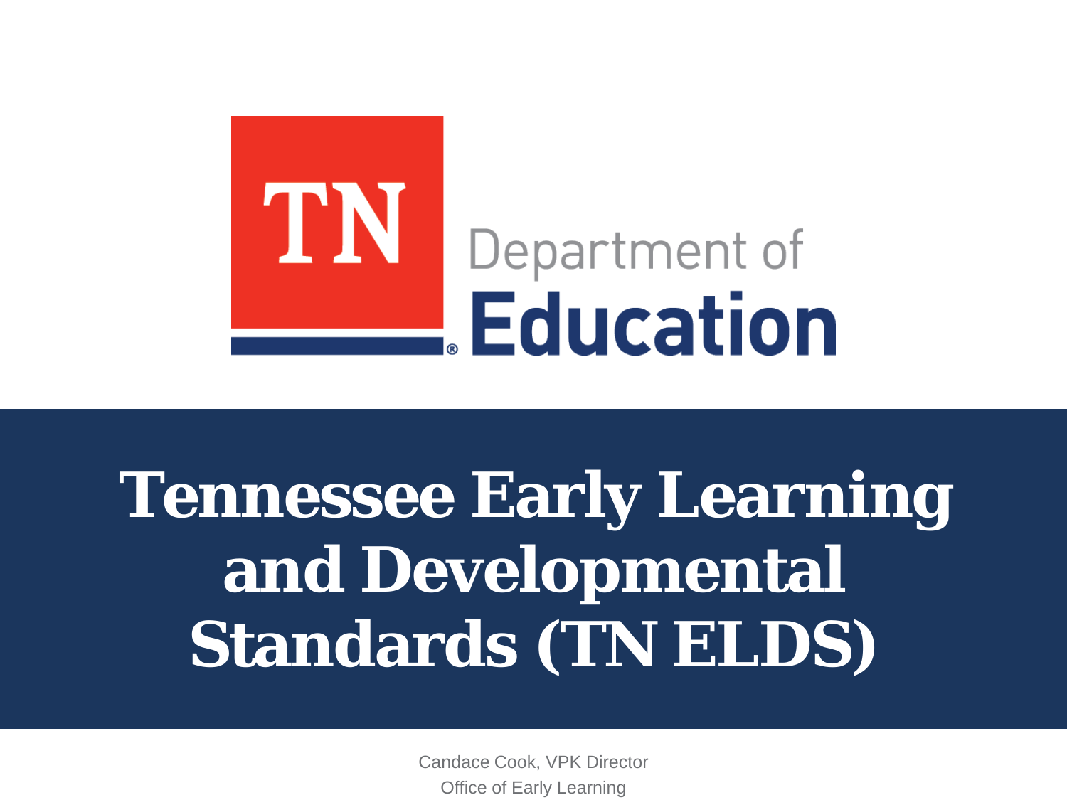TN Department of Education

# Tennessee Early Learning and Developmental Standards (TN ELDS)

Candace Cook, VPK Director

Office of Early Learning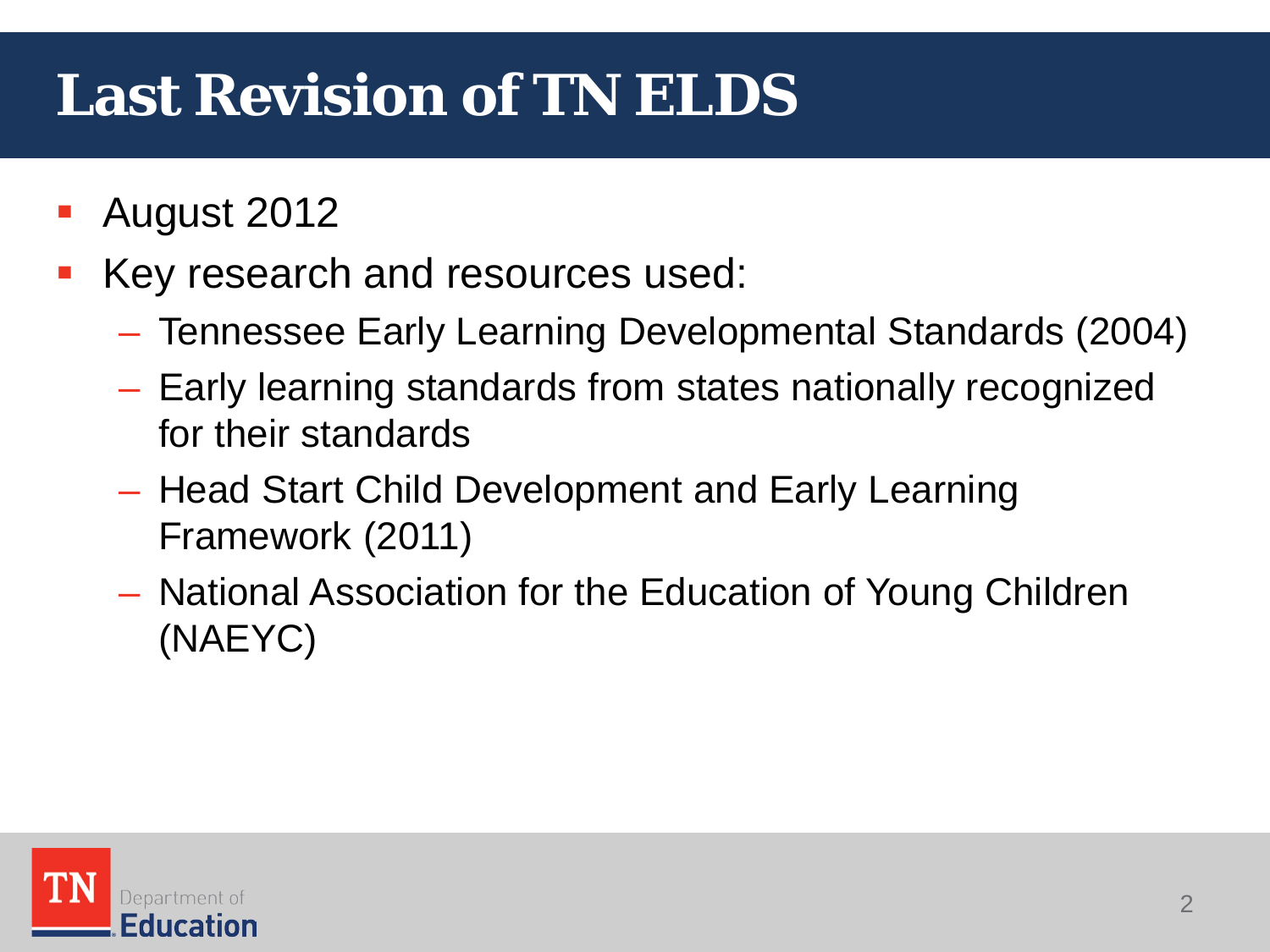# Last Revision of TN ELDS

- August 2012
- Key research and resources used:
  - Tennessee Early Learning Developmental Standards (2004)
  - Early learning standards from states nationally recognized for their standards
  - Head Start Child Development and Early Learning Framework (2011)
  - National Association for the Education of Young Children (NAEYC)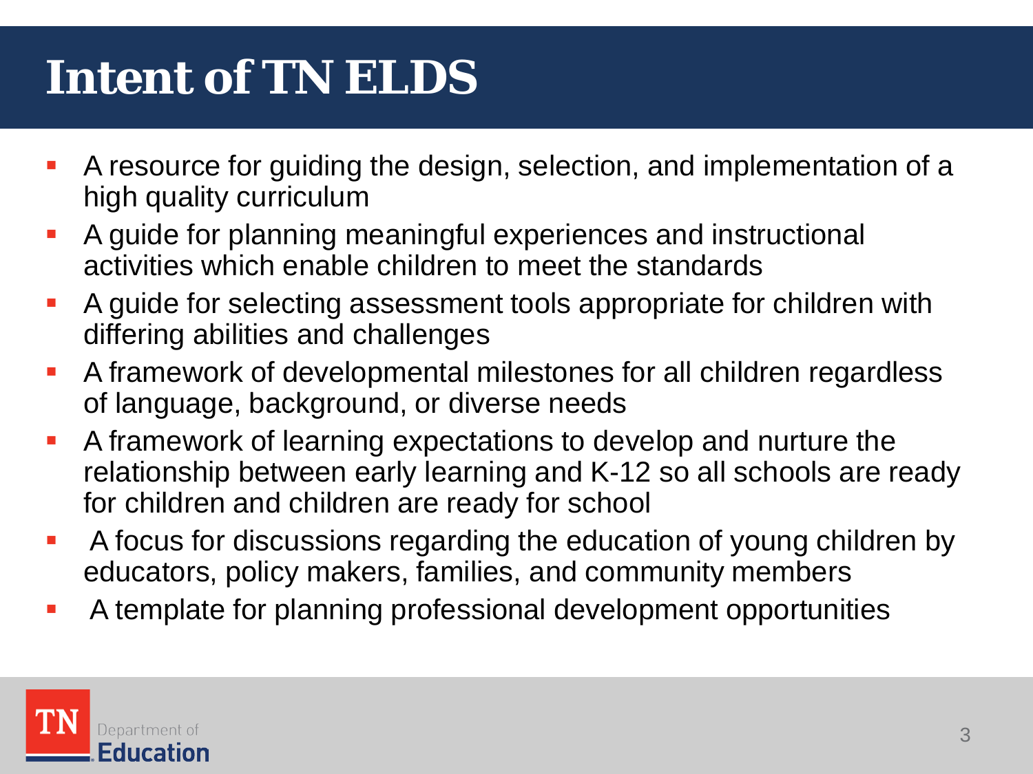# Intent of TN ELDS

- A resource for guiding the design, selection, and implementation of a high quality curriculum
- A guide for planning meaningful experiences and instructional activities which enable children to meet the standards
- A guide for selecting assessment tools appropriate for children with differing abilities and challenges
- A framework of developmental milestones for all children regardless of language, background, or diverse needs
- A framework of learning expectations to develop and nurture the relationship between early learning and K-12 so all schools are ready for children and children are ready for school
- A focus for discussions regarding the education of young children by educators, policy makers, families, and community members
- A template for planning professional development opportunities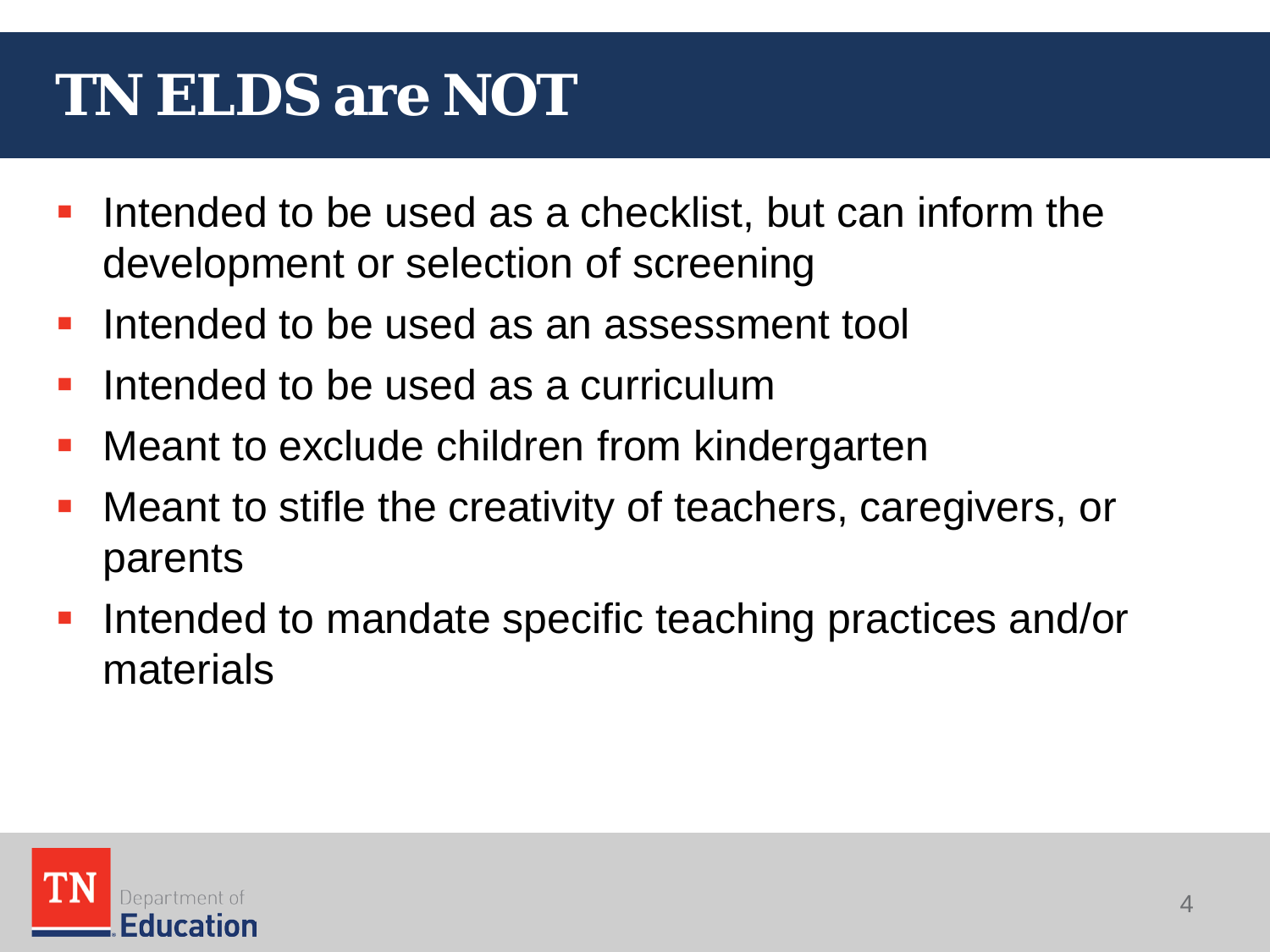# TN ELDS are NOT

- Intended to be used as a checklist, but can inform the development or selection of screening
- Intended to be used as an assessment tool
- Intended to be used as a curriculum
- Meant to exclude children from kindergarten
- Meant to stifle the creativity of teachers, caregivers, or parents
- Intended to mandate specific teaching practices and/or materials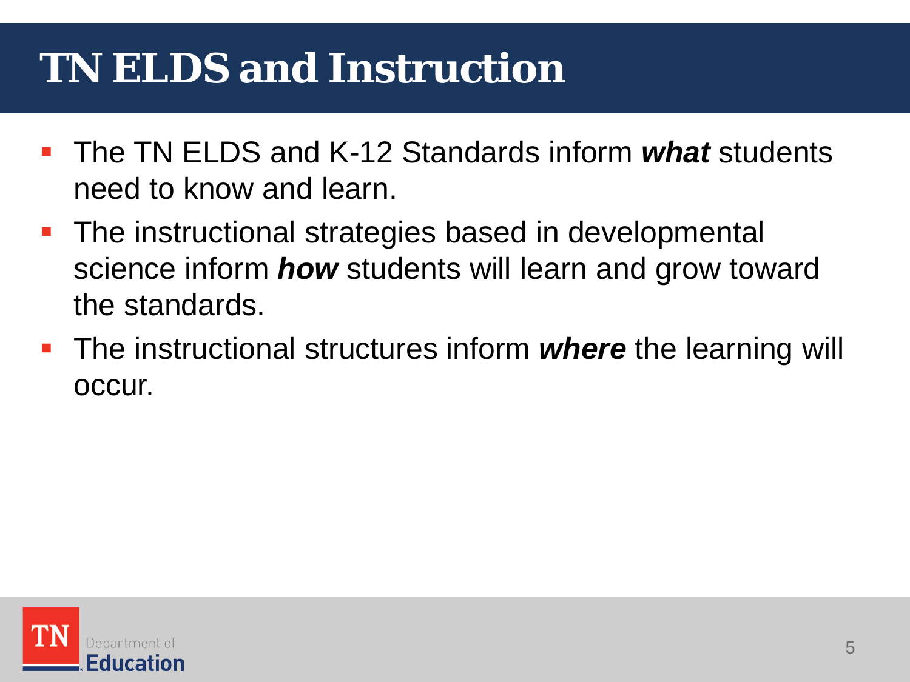# TN ELDS and Instruction

- The TN ELDS and K-12 Standards inform ***what*** students need to know and learn.
- The instructional strategies based in developmental science inform ***how*** students will learn and grow toward the standards.
- The instructional structures inform ***where*** the learning will occur.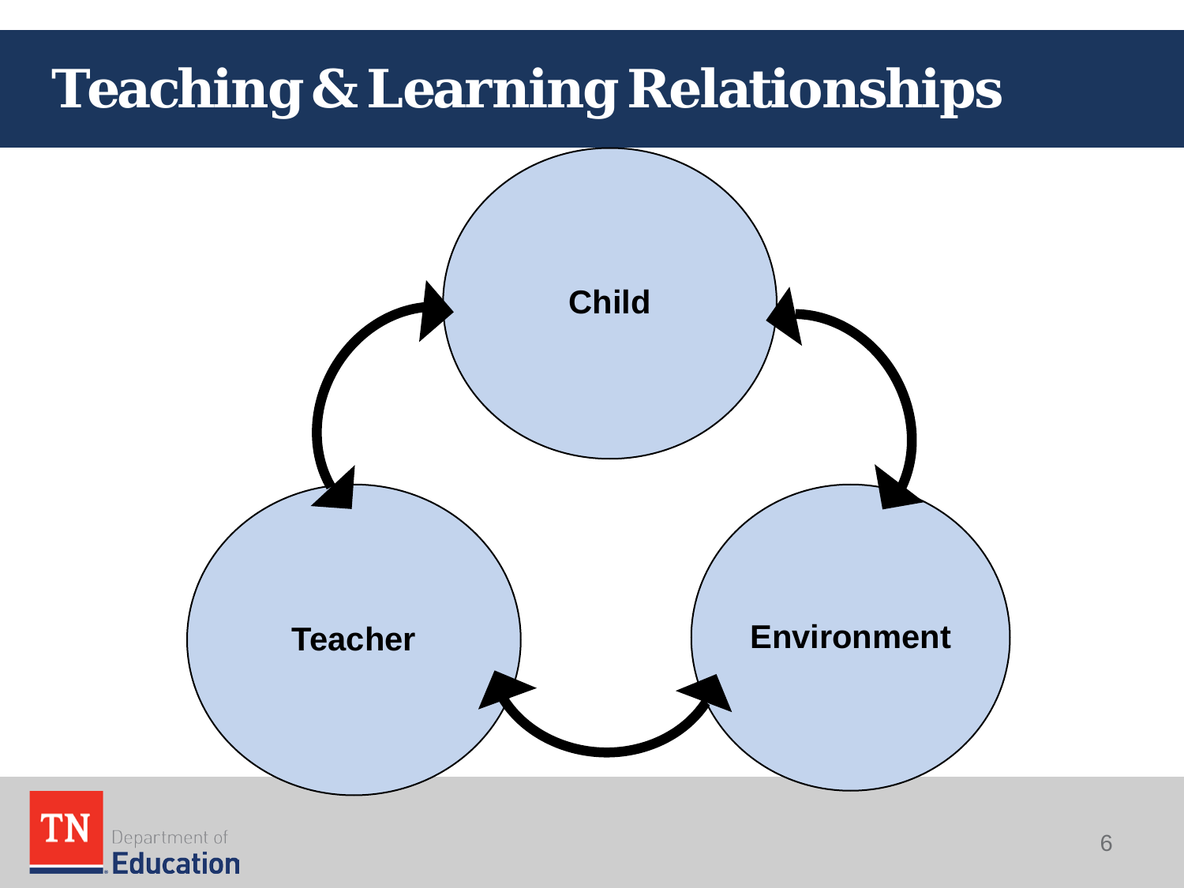# Teaching & Learning Relationships

Child

Teacher

Environment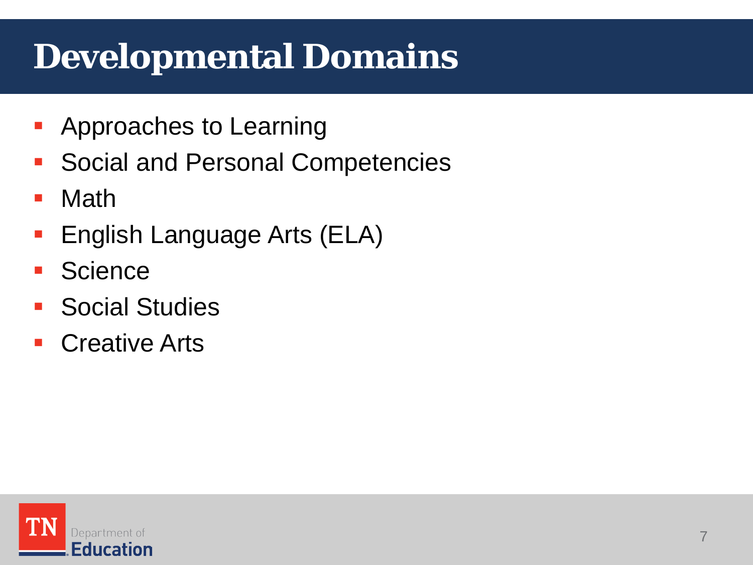# Developmental Domains

- Approaches to Learning
- Social and Personal Competencies
- Math
- English Language Arts (ELA)
- Science
- Social Studies
- Creative Arts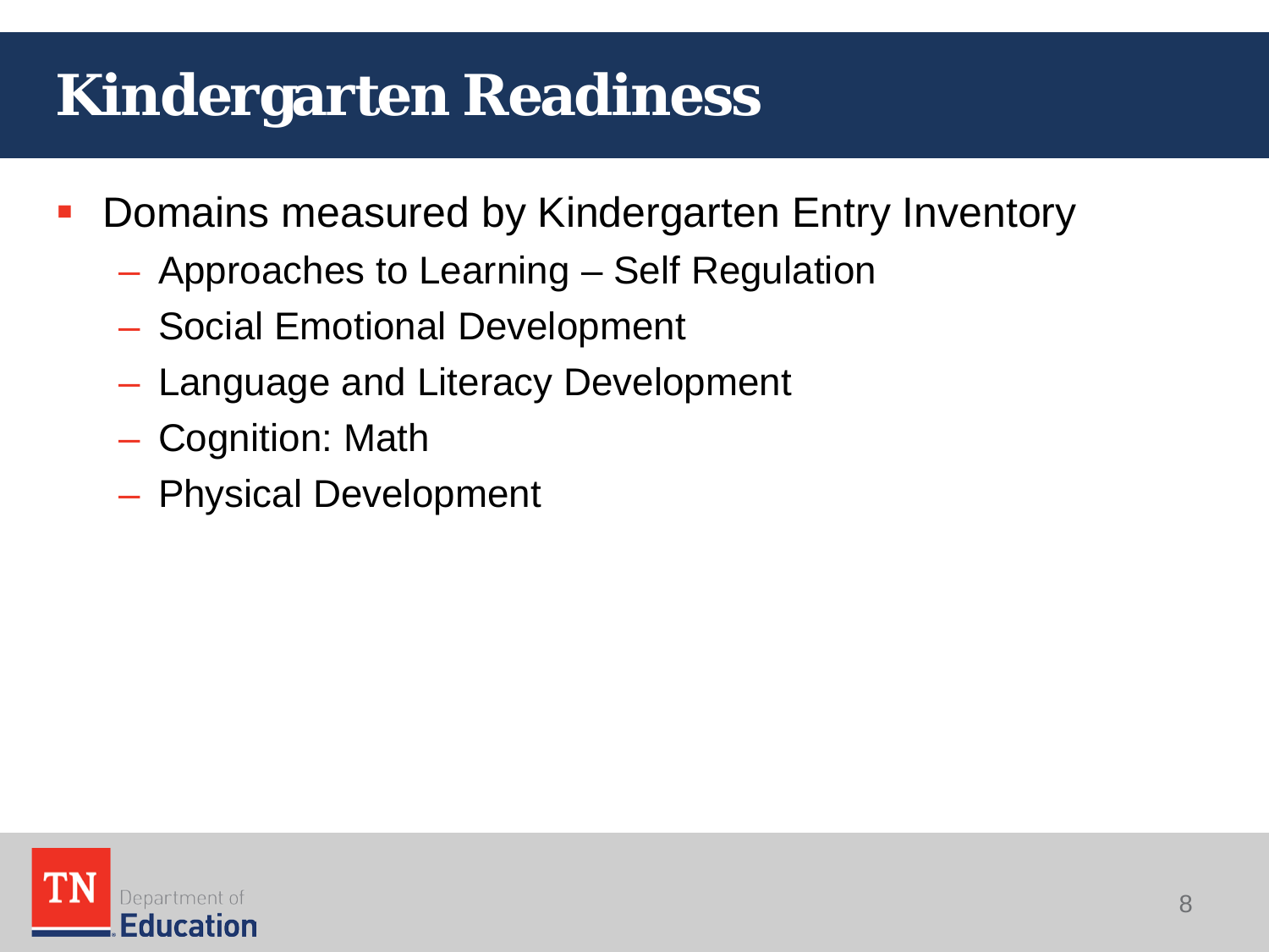# Kindergarten Readiness

- Domains measured by Kindergarten Entry Inventory
  - Approaches to Learning – Self Regulation
  - Social Emotional Development
  - Language and Literacy Development
  - Cognition: Math
  - Physical Development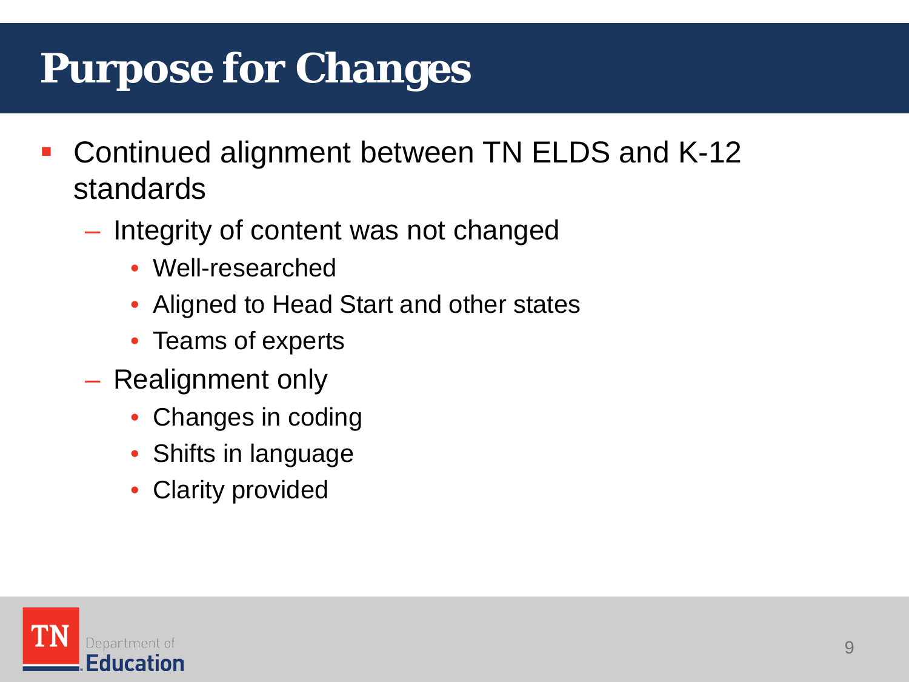# Purpose for Changes

- Continued alignment between TN ELDS and K-12 standards
  - Integrity of content was not changed
    - Well-researched
    - Aligned to Head Start and other states
    - Teams of experts
  - Realignment only
    - Changes in coding
    - Shifts in language
    - Clarity provided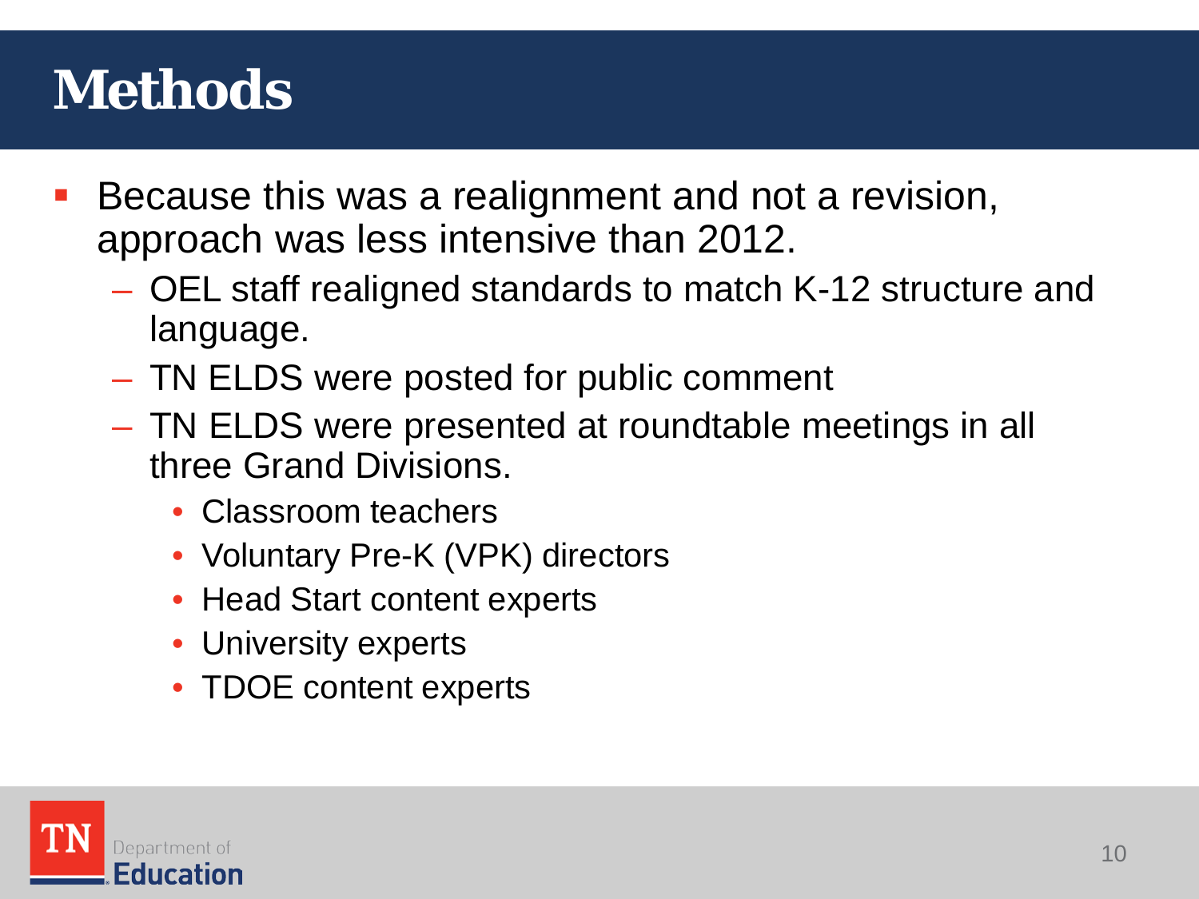# Methods

- Because this was a realignment and not a revision, approach was less intensive than 2012.
  - OEL staff realigned standards to match K-12 structure and language.
  - TN ELDS were posted for public comment
  - TN ELDS were presented at roundtable meetings in all three Grand Divisions.
    - Classroom teachers
    - Voluntary Pre-K (VPK) directors
    - Head Start content experts
    - University experts
    - TDOE content experts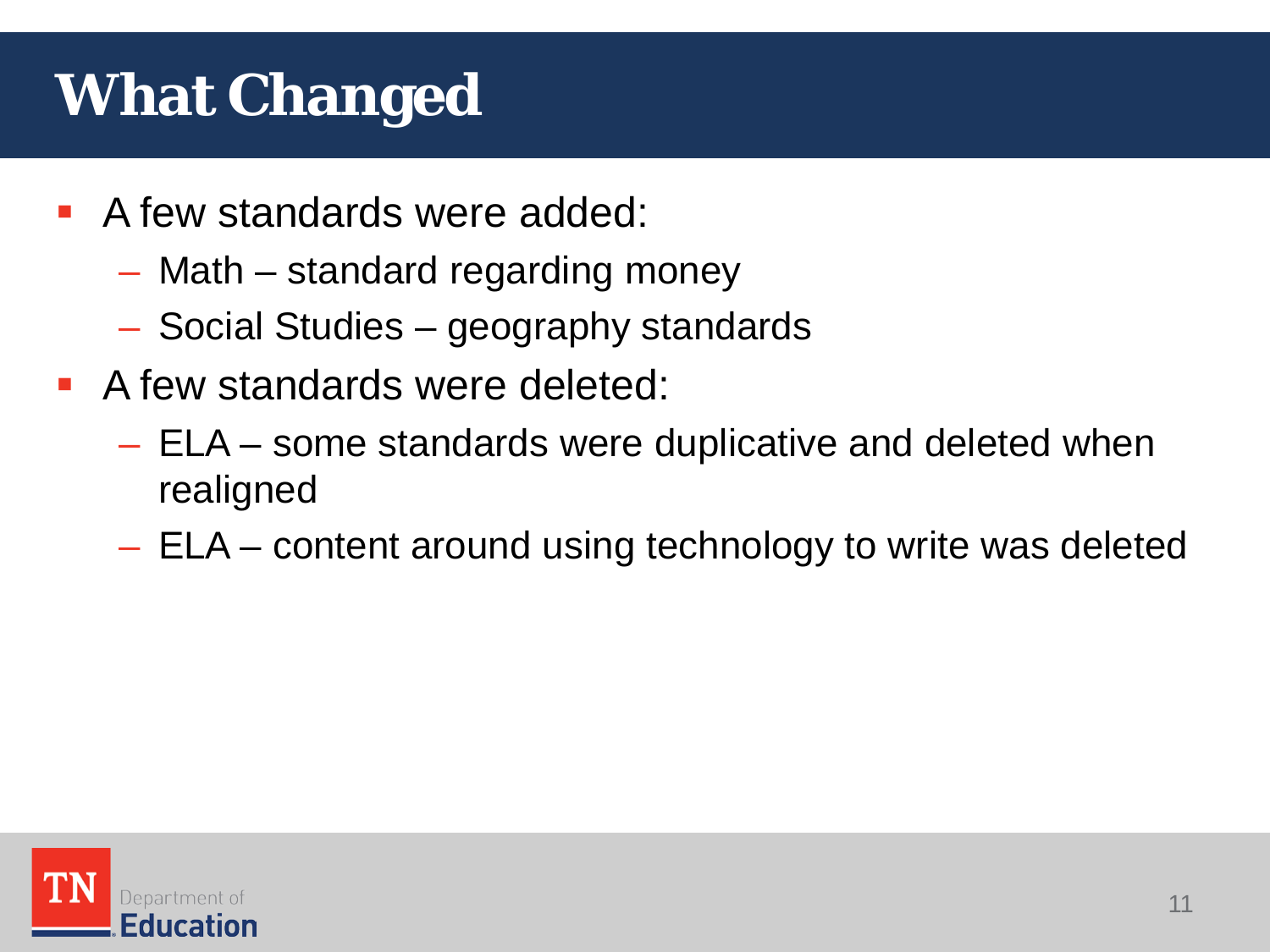# What Changed

- A few standards were added:
  - Math – standard regarding money
  - Social Studies – geography standards
- A few standards were deleted:
  - ELA – some standards were duplicative and deleted when realigned
  - ELA – content around using technology to write was deleted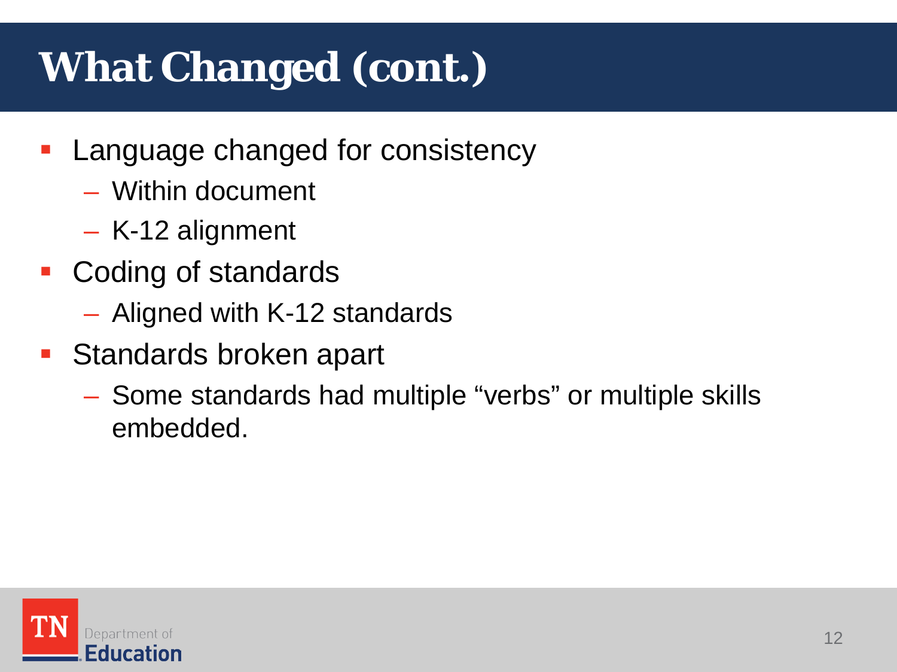# What Changed (cont.)

- Language changed for consistency
  - Within document
  - K-12 alignment
- Coding of standards
  - Aligned with K-12 standards
- Standards broken apart
  - Some standards had multiple “verbs” or multiple skills embedded.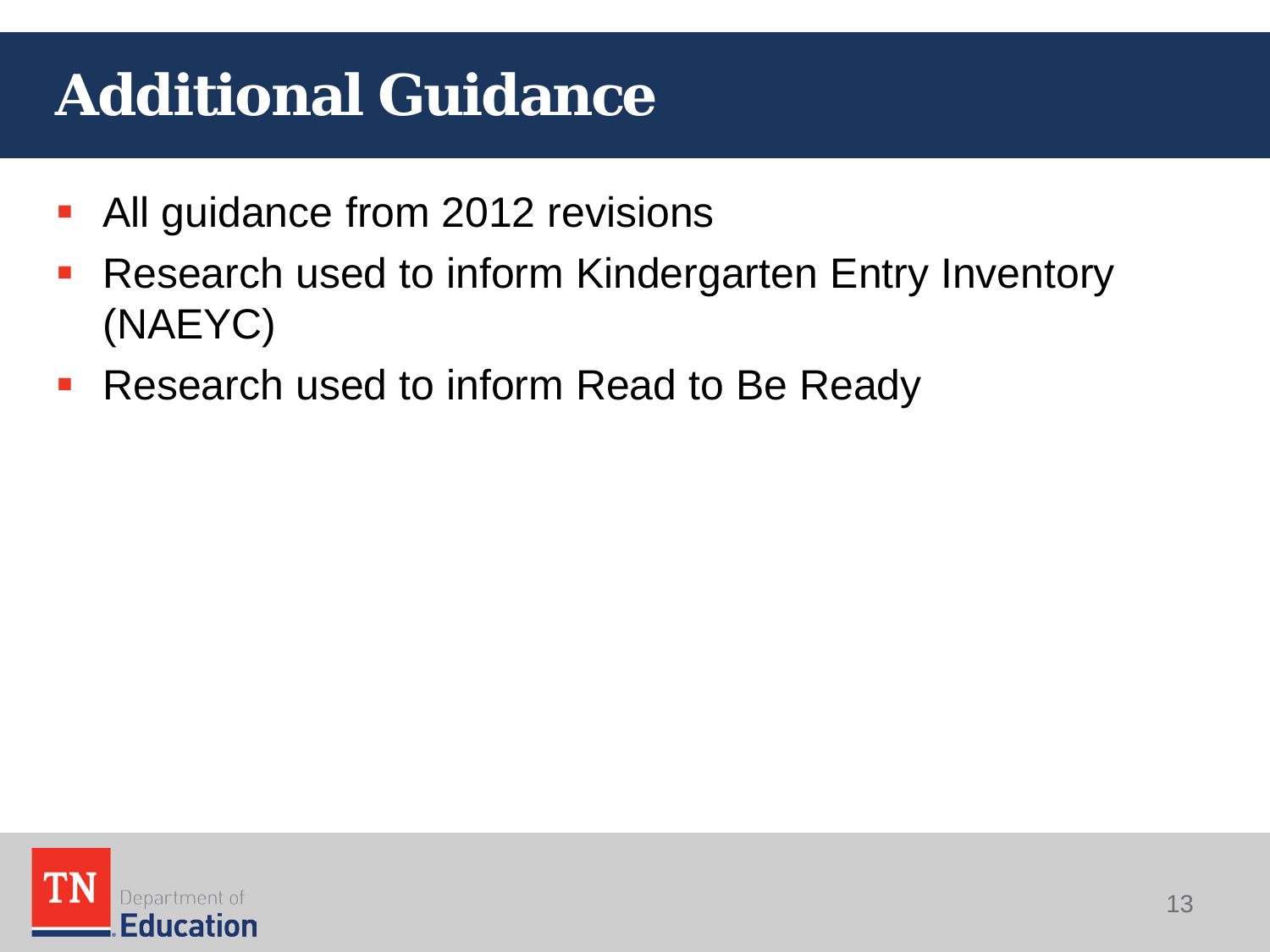# Additional Guidance

- All guidance from 2012 revisions
- Research used to inform Kindergarten Entry Inventory (NAEYC)
- Research used to inform Read to Be Ready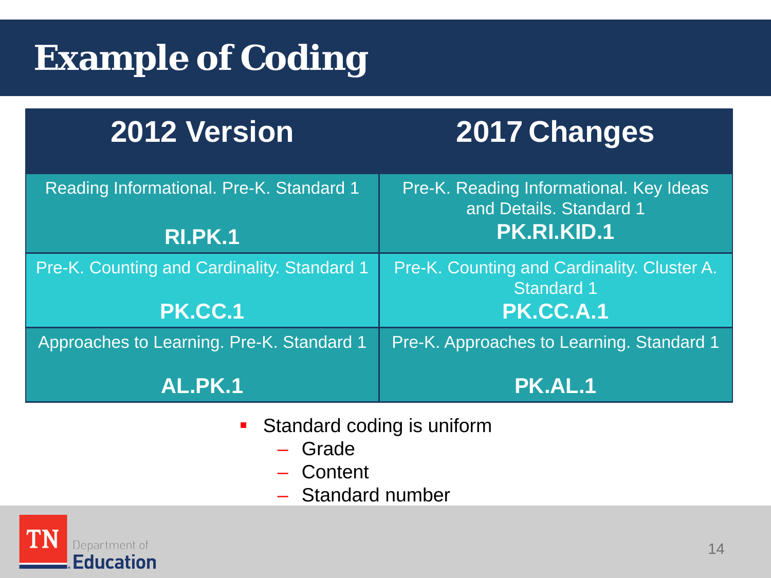# Example of Coding

| 2012 Version | 2017 Changes |
|---|---|
| Reading Informational. Pre-K. Standard 1<br>**RI.PK.1** | Pre-K. Reading Informational. Key Ideas and Details. Standard 1<br>**PK.RI.KID.1** |
| Pre-K. Counting and Cardinality. Standard 1<br>**PK.CC.1** | Pre-K. Counting and Cardinality. Cluster A. Standard 1<br>**PK.CC.A.1** |
| Approaches to Learning. Pre-K. Standard 1<br>**AL.PK.1** | Pre-K. Approaches to Learning. Standard 1<br>**PK.AL.1** |

- Standard coding is uniform
  - Grade
  - Content
  - Standard number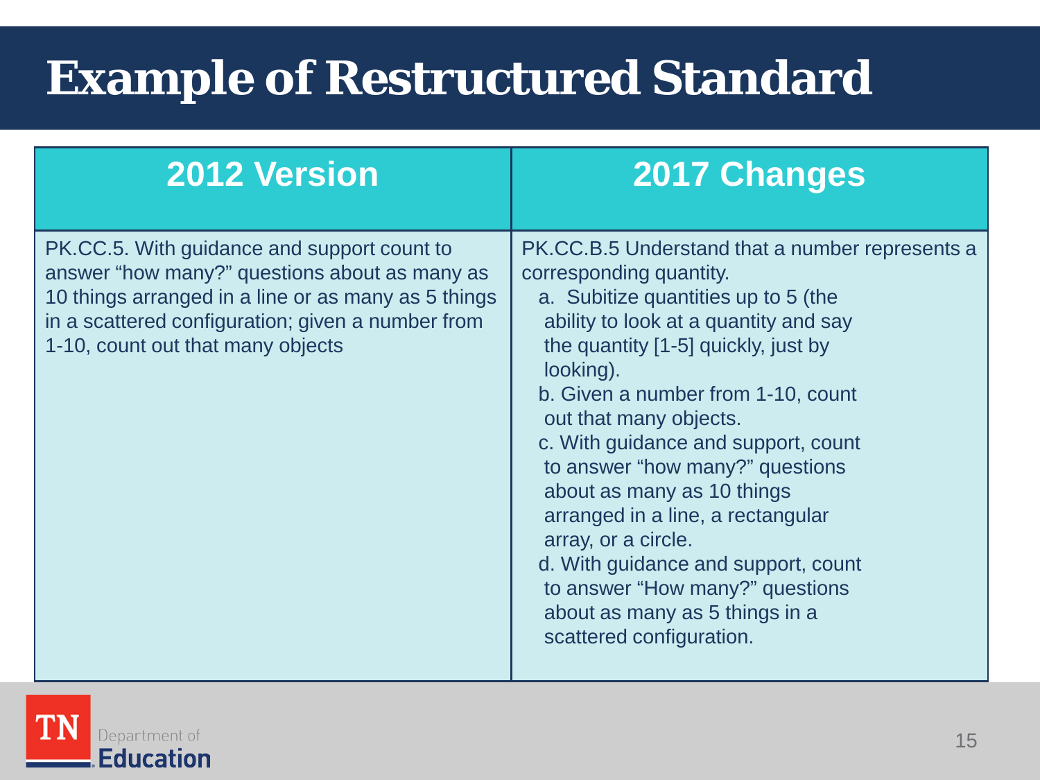# Example of Restructured Standard

| 2012 Version | 2017 Changes |
| --- | --- |
| PK.CC.5. With guidance and support count to answer "how many?" questions about as many as 10 things arranged in a line or as many as 5 things in a scattered configuration; given a number from 1-10, count out that many objects | PK.CC.B.5 Understand that a number represents a corresponding quantity.<br>a. Subitize quantities up to 5 (the ability to look at a quantity and say the quantity [1-5] quickly, just by looking).<br>b. Given a number from 1-10, count out that many objects.<br>c. With guidance and support, count to answer "how many?" questions about as many as 10 things arranged in a line, a rectangular array, or a circle.<br>d. With guidance and support, count to answer "How many?" questions about as many as 5 things in a scattered configuration. |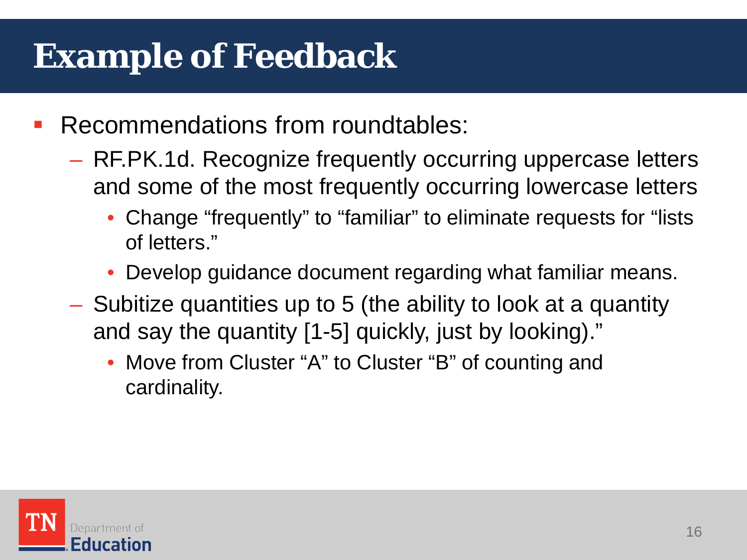# Example of Feedback

- Recommendations from roundtables:
  - RF.PK.1d. Recognize frequently occurring uppercase letters and some of the most frequently occurring lowercase letters
    - Change “frequently” to “familiar” to eliminate requests for “lists of letters.”
    - Develop guidance document regarding what familiar means.
  - Subitize quantities up to 5 (the ability to look at a quantity and say the quantity [1-5] quickly, just by looking).”
    - Move from Cluster “A” to Cluster “B” of counting and cardinality.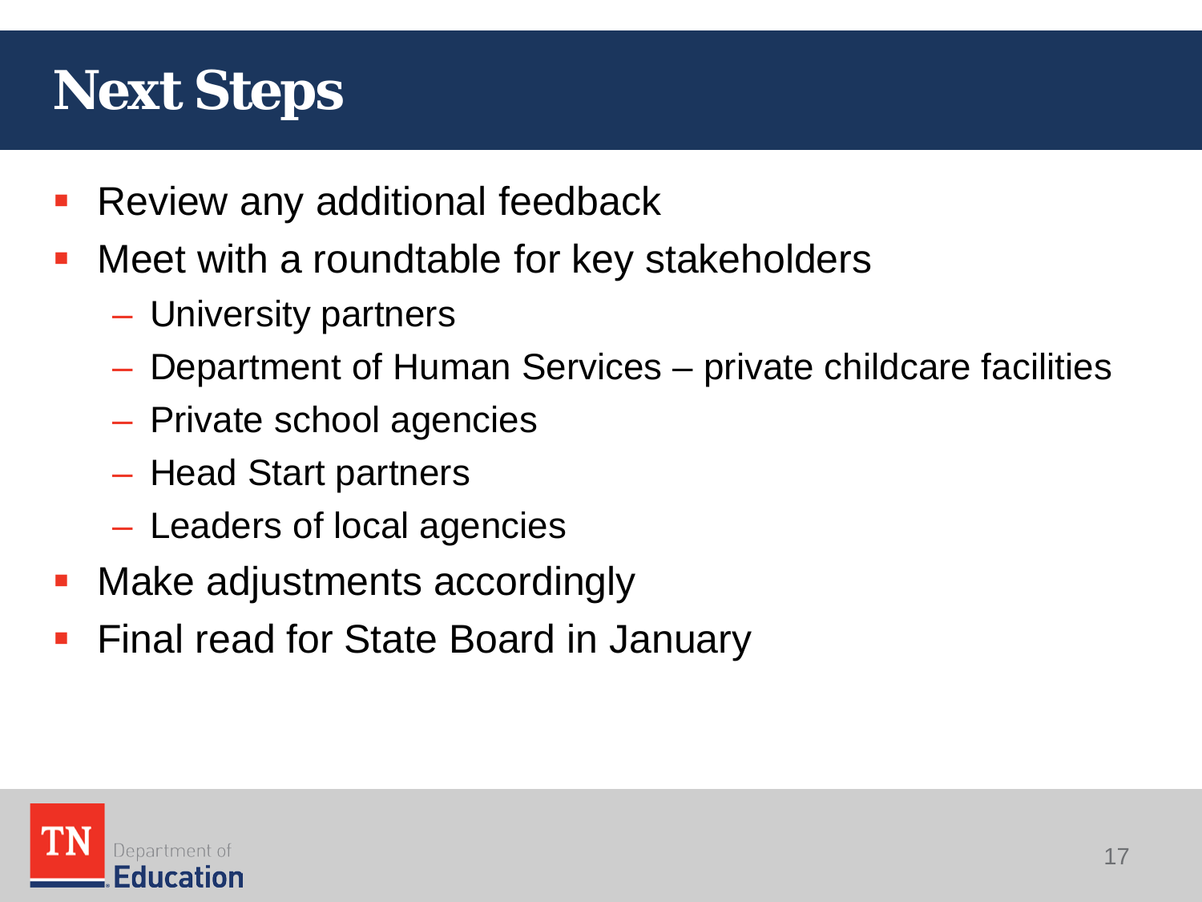# Next Steps

- Review any additional feedback
- Meet with a roundtable for key stakeholders
  - University partners
  - Department of Human Services – private childcare facilities
  - Private school agencies
  - Head Start partners
  - Leaders of local agencies
- Make adjustments accordingly
- Final read for State Board in January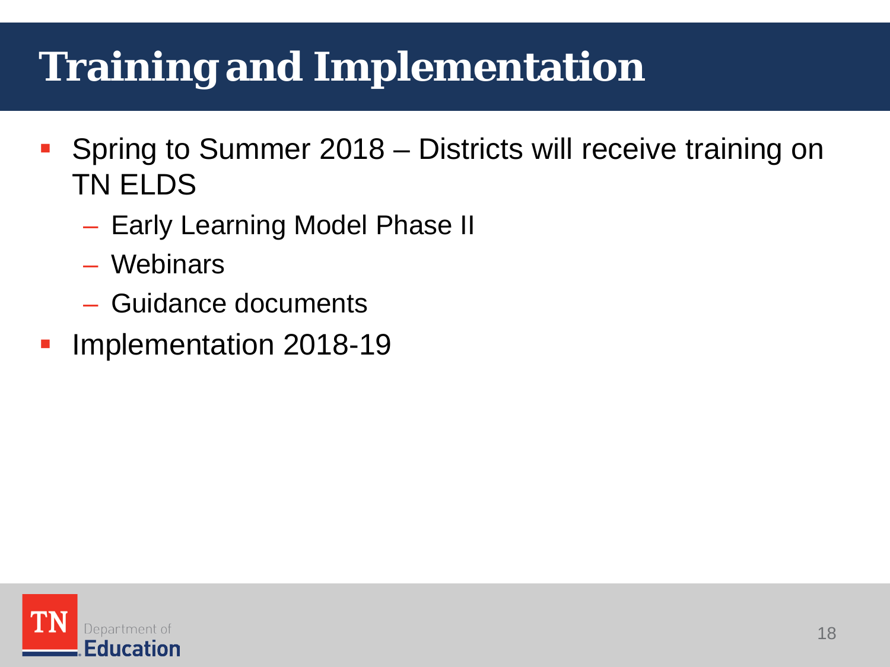# Training and Implementation

- Spring to Summer 2018 – Districts will receive training on TN ELDS
  - Early Learning Model Phase II
  - Webinars
  - Guidance documents
- Implementation 2018-19